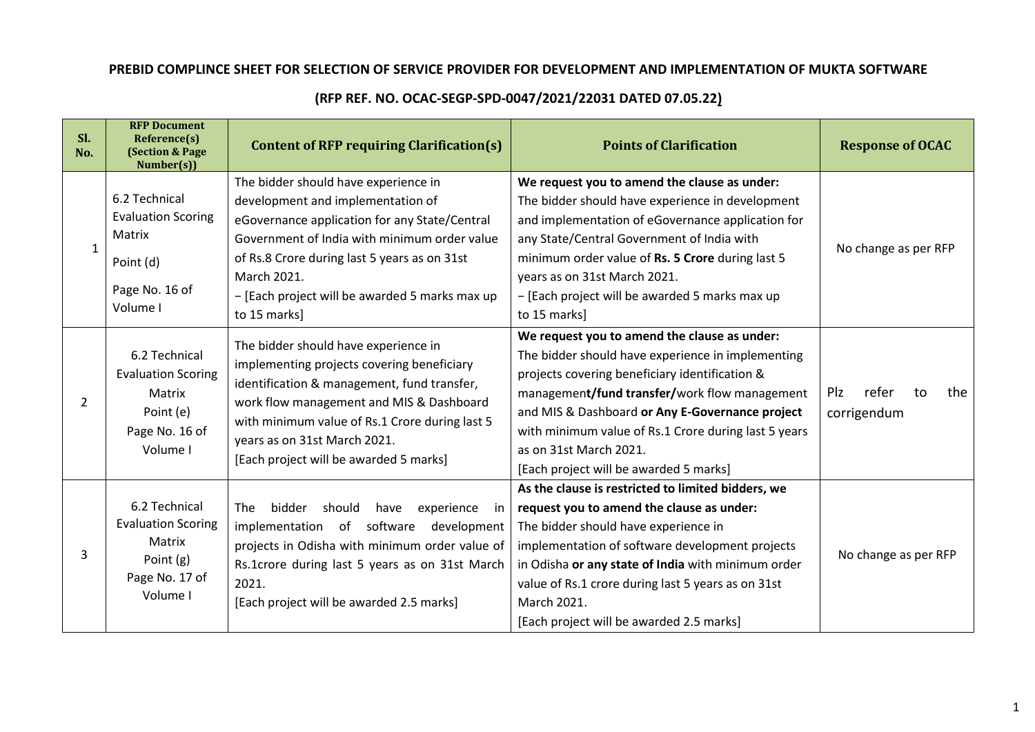**PREBID COMPLINCE SHEET FOR SELECTION OF SERVICE PROVIDER FOR DEVELOPMENT AND IMPLEMENTATION OF MUKTA SOFTWARE**

**(RFP REF. NO. OCAC-SEGP-SPD-0047/2021/22031 DATED 07.05.22)**

| Sl. No. | RFP Document Reference(s) (Section & Page Number(s)) | Content of RFP requiring Clarification(s) | Points of Clarification | Response of OCAC |
|---|---|---|---|---|
| 1 | 6.2 Technical Evaluation Scoring Matrix<br>Point (d)<br>Page No. 16 of Volume I | The bidder should have experience in development and implementation of eGovernance application for any State/Central Government of India with minimum order value of Rs.8 Crore during last 5 years as on 31st March 2021.<br>− [Each project will be awarded 5 marks max up to 15 marks] | **We request you to amend the clause as under:**<br>The bidder should have experience in development and implementation of eGovernance application for any State/Central Government of India with minimum order value of **Rs. 5 Crore** during last 5 years as on 31st March 2021.<br>− [Each project will be awarded 5 marks max up to 15 marks] | No change as per RFP |
| 2 | 6.2 Technical Evaluation Scoring Matrix<br>Point (e)<br>Page No. 16 of Volume I | The bidder should have experience in implementing projects covering beneficiary identification & management, fund transfer, work flow management and MIS & Dashboard with minimum value of Rs.1 Crore during last 5 years as on 31st March 2021.<br>[Each project will be awarded 5 marks] | **We request you to amend the clause as under:**<br>The bidder should have experience in implementing projects covering beneficiary identification & managemen**t/fund transfer/**work flow management and MIS & Dashboard **or Any E-Governance project** with minimum value of Rs.1 Crore during last 5 years as on 31st March 2021.<br>[Each project will be awarded 5 marks] | Plz refer to the corrigendum |
| 3 | 6.2 Technical Evaluation Scoring Matrix<br>Point (g)<br>Page No. 17 of Volume I | The bidder should have experience in implementation of software development projects in Odisha with minimum order value of Rs.1crore during last 5 years as on 31st March 2021.<br>[Each project will be awarded 2.5 marks] | **As the clause is restricted to limited bidders, we request you to amend the clause as under:**<br>The bidder should have experience in implementation of software development projects in Odisha **or any state of India** with minimum order value of Rs.1 crore during last 5 years as on 31st March 2021.<br>[Each project will be awarded 2.5 marks] | No change as per RFP |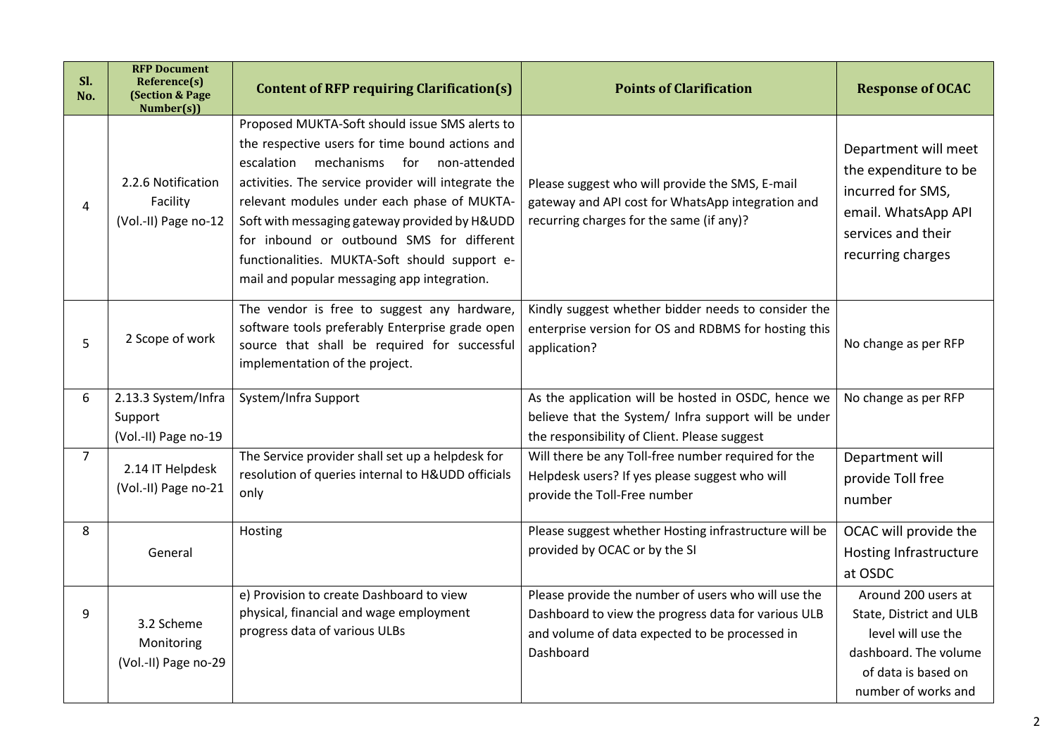| Sl. No. | RFP Document Reference(s) (Section & Page Number(s)) | Content of RFP requiring Clarification(s) | Points of Clarification | Response of OCAC |
|---|---|---|---|---|
| 4 | 2.2.6 Notification Facility (Vol.-II) Page no-12 | Proposed MUKTA-Soft should issue SMS alerts to the respective users for time bound actions and escalation mechanisms for non-attended activities. The service provider will integrate the relevant modules under each phase of MUKTA-Soft with messaging gateway provided by H&UDD for inbound or outbound SMS for different functionalities. MUKTA-Soft should support e-mail and popular messaging app integration. | Please suggest who will provide the SMS, E-mail gateway and API cost for WhatsApp integration and recurring charges for the same (if any)? | Department will meet the expenditure to be incurred for SMS, email. WhatsApp API services and their recurring charges |
| 5 | 2 Scope of work | The vendor is free to suggest any hardware, software tools preferably Enterprise grade open source that shall be required for successful implementation of the project. | Kindly suggest whether bidder needs to consider the enterprise version for OS and RDBMS for hosting this application? | No change as per RFP |
| 6 | 2.13.3 System/Infra Support (Vol.-II) Page no-19 | System/Infra Support | As the application will be hosted in OSDC, hence we believe that the System/ Infra support will be under the responsibility of Client. Please suggest | No change as per RFP |
| 7 | 2.14 IT Helpdesk (Vol.-II) Page no-21 | The Service provider shall set up a helpdesk for resolution of queries internal to H&UDD officials only | Will there be any Toll-free number required for the Helpdesk users? If yes please suggest who will provide the Toll-Free number | Department will provide Toll free number |
| 8 | General | Hosting | Please suggest whether Hosting infrastructure will be provided by OCAC or by the SI | OCAC will provide the Hosting Infrastructure at OSDC |
| 9 | 3.2 Scheme Monitoring (Vol.-II) Page no-29 | e) Provision to create Dashboard to view physical, financial and wage employment progress data of various ULBs | Please provide the number of users who will use the Dashboard to view the progress data for various ULB and volume of data expected to be processed in Dashboard | Around 200 users at State, District and ULB level will use the dashboard. The volume of data is based on number of works and |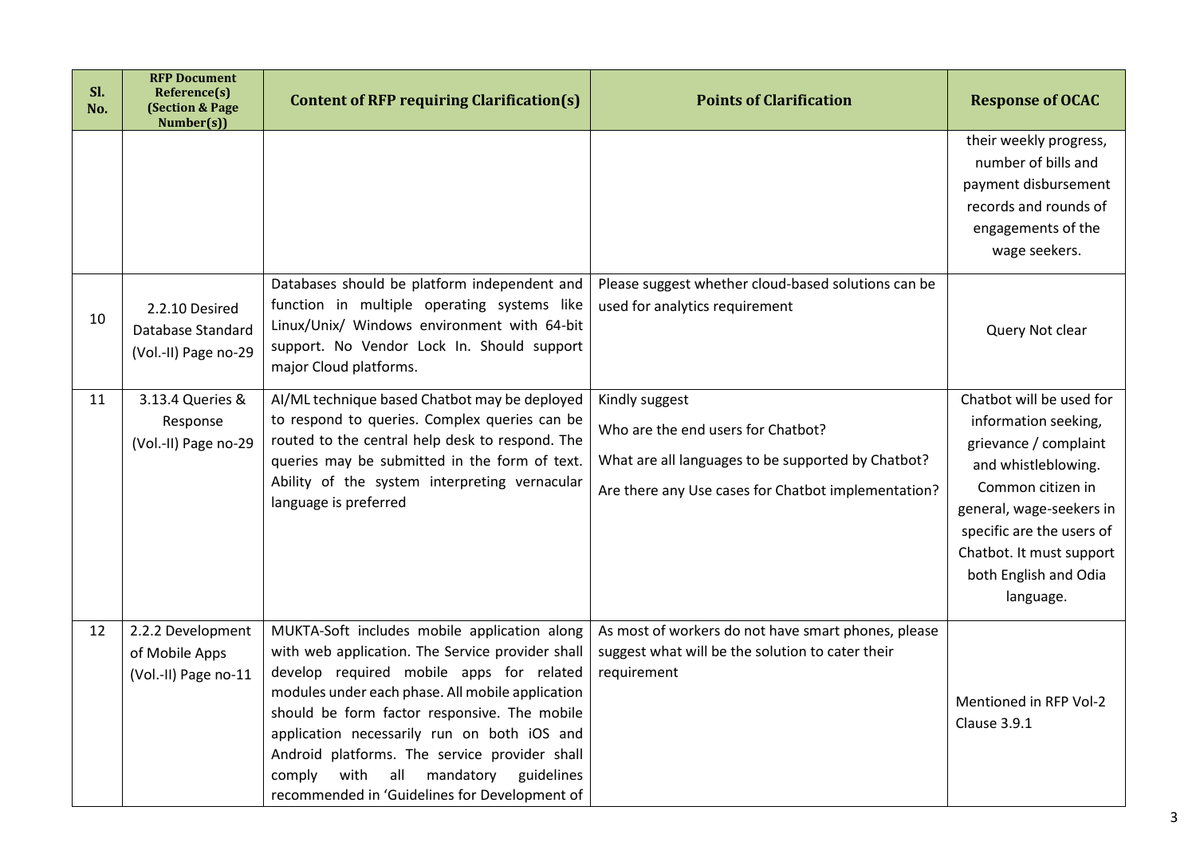| Sl. No. | RFP Document Reference(s) (Section & Page Number(s)) | Content of RFP requiring Clarification(s) | Points of Clarification | Response of OCAC |
|---|---|---|---|---|
| | | | | their weekly progress, number of bills and payment disbursement records and rounds of engagements of the wage seekers. |
| 10 | 2.2.10 Desired Database Standard (Vol.-II) Page no-29 | Databases should be platform independent and function in multiple operating systems like Linux/Unix/ Windows environment with 64-bit support. No Vendor Lock In. Should support major Cloud platforms. | Please suggest whether cloud-based solutions can be used for analytics requirement | Query Not clear |
| 11 | 3.13.4 Queries & Response (Vol.-II) Page no-29 | AI/ML technique based Chatbot may be deployed to respond to queries. Complex queries can be routed to the central help desk to respond. The queries may be submitted in the form of text. Ability of the system interpreting vernacular language is preferred | Kindly suggest<br>Who are the end users for Chatbot?<br>What are all languages to be supported by Chatbot?<br>Are there any Use cases for Chatbot implementation? | Chatbot will be used for information seeking, grievance / complaint and whistleblowing. Common citizen in general, wage-seekers in specific are the users of Chatbot. It must support both English and Odia language. |
| 12 | 2.2.2 Development of Mobile Apps (Vol.-II) Page no-11 | MUKTA-Soft includes mobile application along with web application. The Service provider shall develop required mobile apps for related modules under each phase. All mobile application should be form factor responsive. The mobile application necessarily run on both iOS and Android platforms. The service provider shall comply with all mandatory guidelines recommended in 'Guidelines for Development of | As most of workers do not have smart phones, please suggest what will be the solution to cater their requirement | Mentioned in RFP Vol-2 Clause 3.9.1 |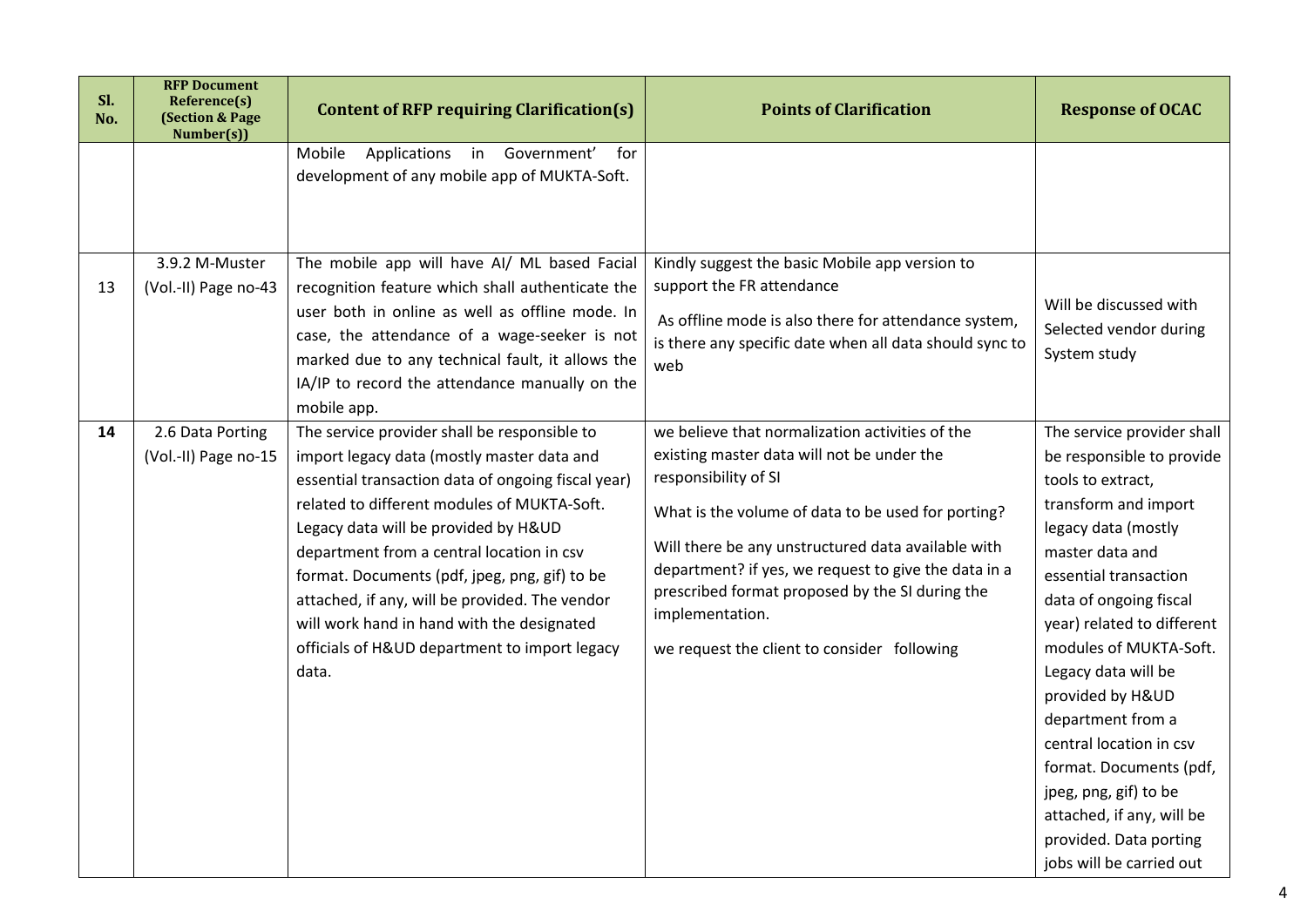| Sl. No. | RFP Document Reference(s) (Section & Page Number(s)) | Content of RFP requiring Clarification(s) | Points of Clarification | Response of OCAC |
|---|---|---|---|---|
| | | Mobile Applications in Government' for development of any mobile app of MUKTA-Soft. | | |
| 13 | 3.9.2 M-Muster (Vol.-II) Page no-43 | The mobile app will have AI/ ML based Facial recognition feature which shall authenticate the user both in online as well as offline mode. In case, the attendance of a wage-seeker is not marked due to any technical fault, it allows the IA/IP to record the attendance manually on the mobile app. | Kindly suggest the basic Mobile app version to support the FR attendance<br><br>As offline mode is also there for attendance system, is there any specific date when all data should sync to web | Will be discussed with Selected vendor during System study |
| **14** | 2.6 Data Porting (Vol.-II) Page no-15 | The service provider shall be responsible to import legacy data (mostly master data and essential transaction data of ongoing fiscal year) related to different modules of MUKTA-Soft. Legacy data will be provided by H&UD department from a central location in csv format. Documents (pdf, jpeg, png, gif) to be attached, if any, will be provided. The vendor will work hand in hand with the designated officials of H&UD department to import legacy data. | we believe that normalization activities of the existing master data will not be under the responsibility of SI<br><br>What is the volume of data to be used for porting?<br><br>Will there be any unstructured data available with department? if yes, we request to give the data in a prescribed format proposed by the SI during the implementation.<br><br>we request the client to consider following | The service provider shall be responsible to provide tools to extract, transform and import legacy data (mostly master data and essential transaction data of ongoing fiscal year) related to different modules of MUKTA-Soft. Legacy data will be provided by H&UD department from a central location in csv format. Documents (pdf, jpeg, png, gif) to be attached, if any, will be provided. Data porting jobs will be carried out |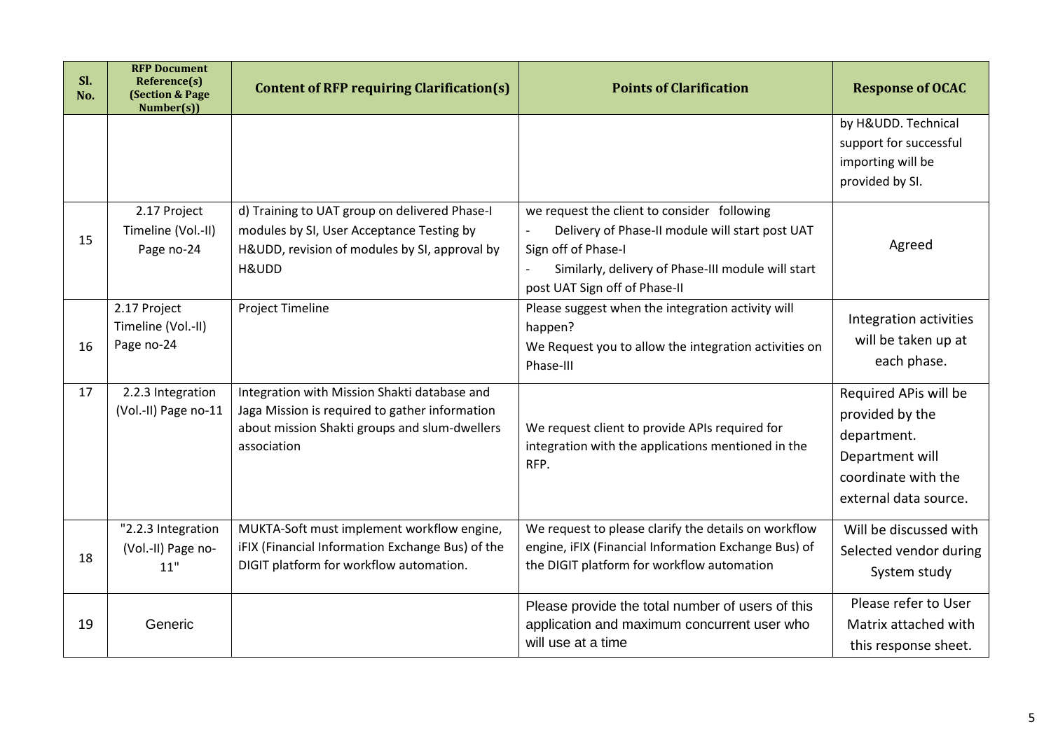| Sl. No. | RFP Document Reference(s) (Section & Page Number(s)) | Content of RFP requiring Clarification(s) | Points of Clarification | Response of OCAC |
|---|---|---|---|---|
| | | | | by H&UDD. Technical support for successful importing will be provided by SI. |
| 15 | 2.17 Project Timeline (Vol.-II) Page no-24 | d) Training to UAT group on delivered Phase-I modules by SI, User Acceptance Testing by H&UDD, revision of modules by SI, approval by H&UDD | we request the client to consider following<br>- Delivery of Phase-II module will start post UAT Sign off of Phase-I<br>- Similarly, delivery of Phase-III module will start post UAT Sign off of Phase-II | Agreed |
| 16 | 2.17 Project Timeline (Vol.-II) Page no-24 | Project Timeline | Please suggest when the integration activity will happen?<br>We Request you to allow the integration activities on Phase-III | Integration activities will be taken up at each phase. |
| 17 | 2.2.3 Integration (Vol.-II) Page no-11 | Integration with Mission Shakti database and Jaga Mission is required to gather information about mission Shakti groups and slum-dwellers association | We request client to provide APIs required for integration with the applications mentioned in the RFP. | Required APIs will be provided by the department. Department will coordinate with the external data source. |
| 18 | "2.2.3 Integration (Vol.-II) Page no-11" | MUKTA-Soft must implement workflow engine, iFIX (Financial Information Exchange Bus) of the DIGIT platform for workflow automation. | We request to please clarify the details on workflow engine, iFIX (Financial Information Exchange Bus) of the DIGIT platform for workflow automation | Will be discussed with Selected vendor during System study |
| 19 | Generic | | Please provide the total number of users of this application and maximum concurrent user who will use at a time | Please refer to User Matrix attached with this response sheet. |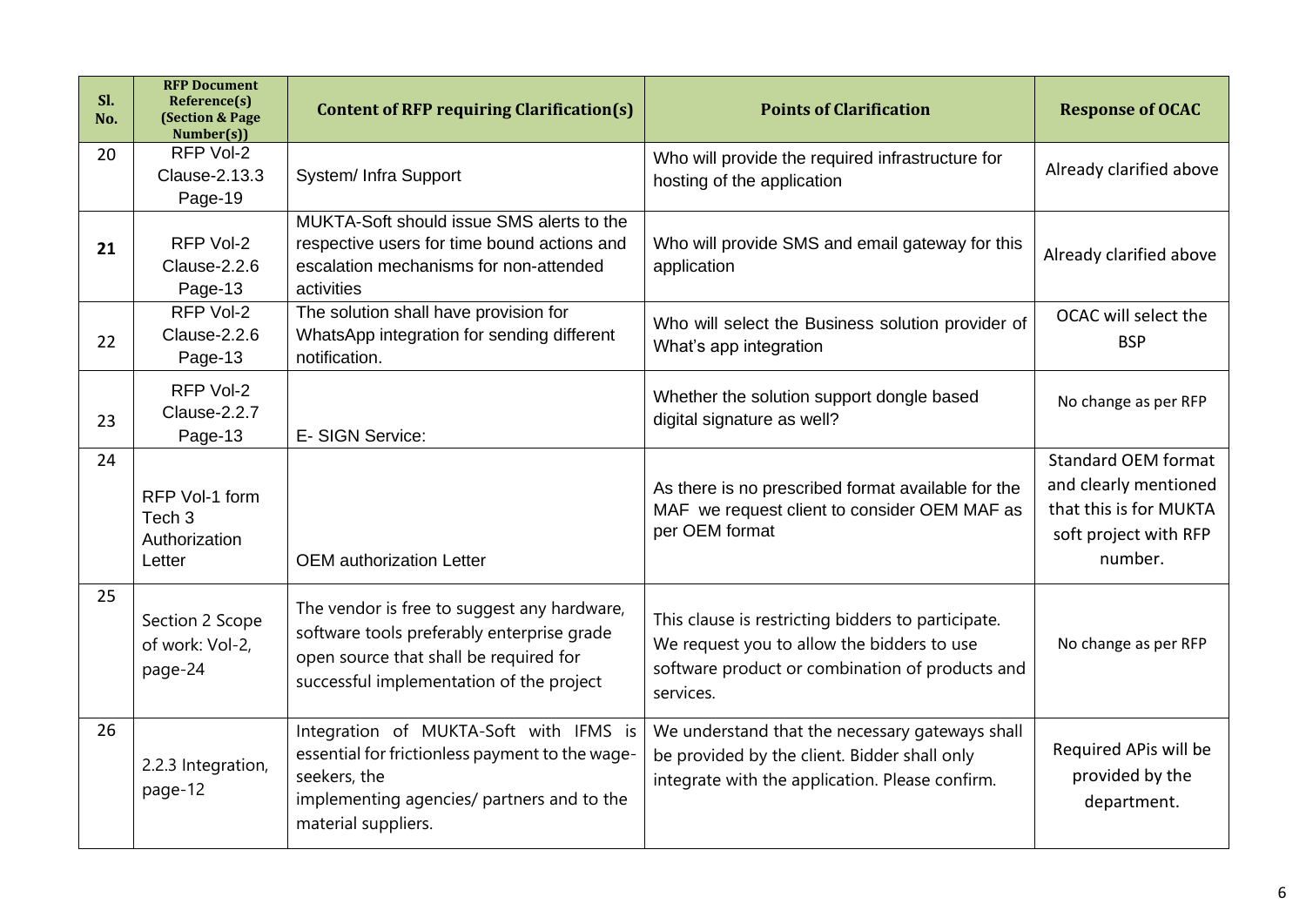| Sl. No. | RFP Document Reference(s) (Section & Page Number(s)) | Content of RFP requiring Clarification(s) | Points of Clarification | Response of OCAC |
|---|---|---|---|---|
| 20 | RFP Vol-2 Clause-2.13.3 Page-19 | System/ Infra Support | Who will provide the required infrastructure for hosting of the application | Already clarified above |
| **21** | RFP Vol-2 Clause-2.2.6 Page-13 | MUKTA-Soft should issue SMS alerts to the respective users for time bound actions and escalation mechanisms for non-attended activities | Who will provide SMS and email gateway for this application | Already clarified above |
| 22 | RFP Vol-2 Clause-2.2.6 Page-13 | The solution shall have provision for WhatsApp integration for sending different notification. | Who will select the Business solution provider of What's app integration | OCAC will select the BSP |
| 23 | RFP Vol-2 Clause-2.2.7 Page-13 | E- SIGN Service: | Whether the solution support dongle based digital signature as well? | No change as per RFP |
| 24 | RFP Vol-1 form Tech 3 Authorization Letter | OEM authorization Letter | As there is no prescribed format available for the MAF we request client to consider OEM MAF as per OEM format | Standard OEM format and clearly mentioned that this is for MUKTA soft project with RFP number. |
| 25 | Section 2 Scope of work: Vol-2, page-24 | The vendor is free to suggest any hardware, software tools preferably enterprise grade open source that shall be required for successful implementation of the project | This clause is restricting bidders to participate. We request you to allow the bidders to use software product or combination of products and services. | No change as per RFP |
| 26 | 2.2.3 Integration, page-12 | Integration of MUKTA-Soft with IFMS is essential for frictionless payment to the wage-seekers, the implementing agencies/ partners and to the material suppliers. | We understand that the necessary gateways shall be provided by the client. Bidder shall only integrate with the application. Please confirm. | Required APIs will be provided by the department. |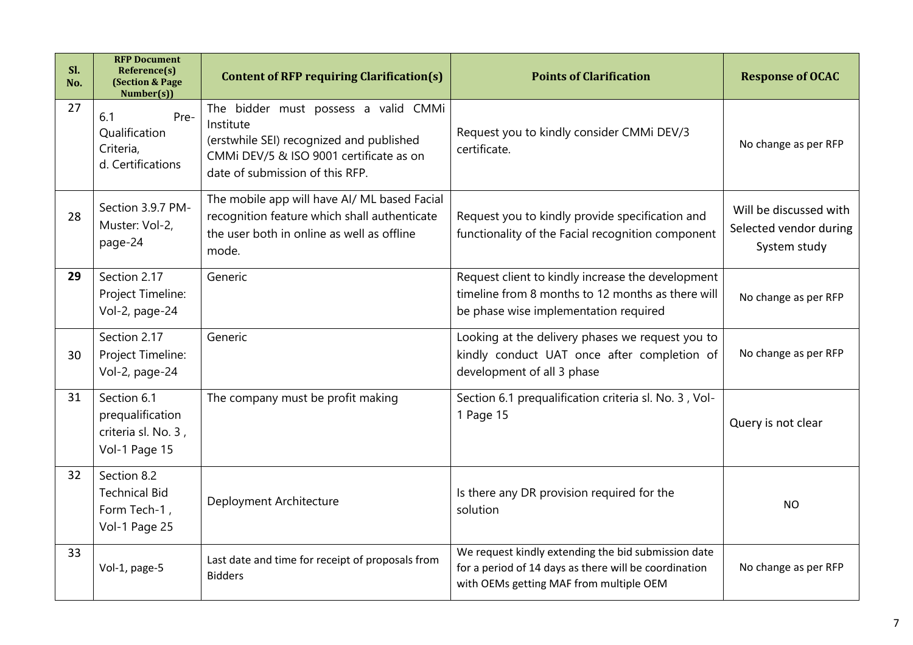| Sl. No. | RFP Document Reference(s) (Section & Page Number(s)) | Content of RFP requiring Clarification(s) | Points of Clarification | Response of OCAC |
|---|---|---|---|---|
| 27 | 6.1 Pre-Qualification Criteria, d. Certifications | The bidder must possess a valid CMMi Institute (erstwhile SEI) recognized and published CMMi DEV/5 & ISO 9001 certificate as on date of submission of this RFP. | Request you to kindly consider CMMi DEV/3 certificate. | No change as per RFP |
| 28 | Section 3.9.7 PM-Muster: Vol-2, page-24 | The mobile app will have AI/ ML based Facial recognition feature which shall authenticate the user both in online as well as offline mode. | Request you to kindly provide specification and functionality of the Facial recognition component | Will be discussed with Selected vendor during System study |
| 29 | Section 2.17 Project Timeline: Vol-2, page-24 | Generic | Request client to kindly increase the development timeline from 8 months to 12 months as there will be phase wise implementation required | No change as per RFP |
| 30 | Section 2.17 Project Timeline: Vol-2, page-24 | Generic | Looking at the delivery phases we request you to kindly conduct UAT once after completion of development of all 3 phase | No change as per RFP |
| 31 | Section 6.1 prequalification criteria sl. No. 3 , Vol-1 Page 15 | The company must be profit making | Section 6.1 prequalification criteria sl. No. 3 , Vol-1 Page 15 | Query is not clear |
| 32 | Section 8.2 Technical Bid Form Tech-1 , Vol-1 Page 25 | Deployment Architecture | Is there any DR provision required for the solution | NO |
| 33 | Vol-1, page-5 | Last date and time for receipt of proposals from Bidders | We request kindly extending the bid submission date for a period of 14 days as there will be coordination with OEMs getting MAF from multiple OEM | No change as per RFP |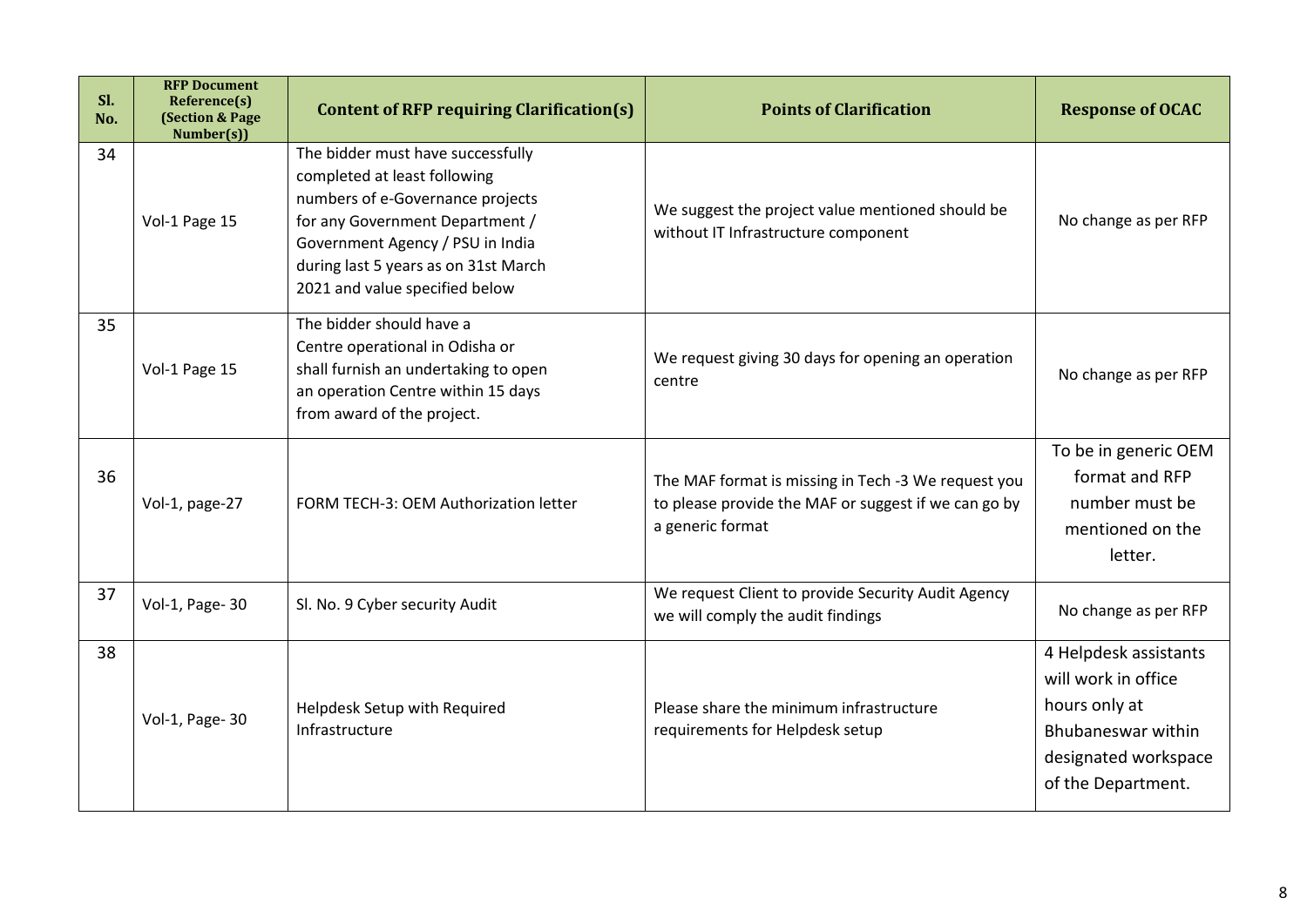| Sl. No. | RFP Document Reference(s) (Section & Page Number(s)) | Content of RFP requiring Clarification(s) | Points of Clarification | Response of OCAC |
|---|---|---|---|---|
| 34 | Vol-1 Page 15 | The bidder must have successfully completed at least following numbers of e-Governance projects for any Government Department / Government Agency / PSU in India during last 5 years as on 31st March 2021 and value specified below | We suggest the project value mentioned should be without IT Infrastructure component | No change as per RFP |
| 35 | Vol-1 Page 15 | The bidder should have a Centre operational in Odisha or shall furnish an undertaking to open an operation Centre within 15 days from award of the project. | We request giving 30 days for opening an operation centre | No change as per RFP |
| 36 | Vol-1, page-27 | FORM TECH-3: OEM Authorization letter | The MAF format is missing in Tech -3 We request you to please provide the MAF or suggest if we can go by a generic format | To be in generic OEM format and RFP number must be mentioned on the letter. |
| 37 | Vol-1, Page- 30 | Sl. No. 9 Cyber security Audit | We request Client to provide Security Audit Agency we will comply the audit findings | No change as per RFP |
| 38 | Vol-1, Page- 30 | Helpdesk Setup with Required Infrastructure | Please share the minimum infrastructure requirements for Helpdesk setup | 4 Helpdesk assistants will work in office hours only at Bhubaneswar within designated workspace of the Department. |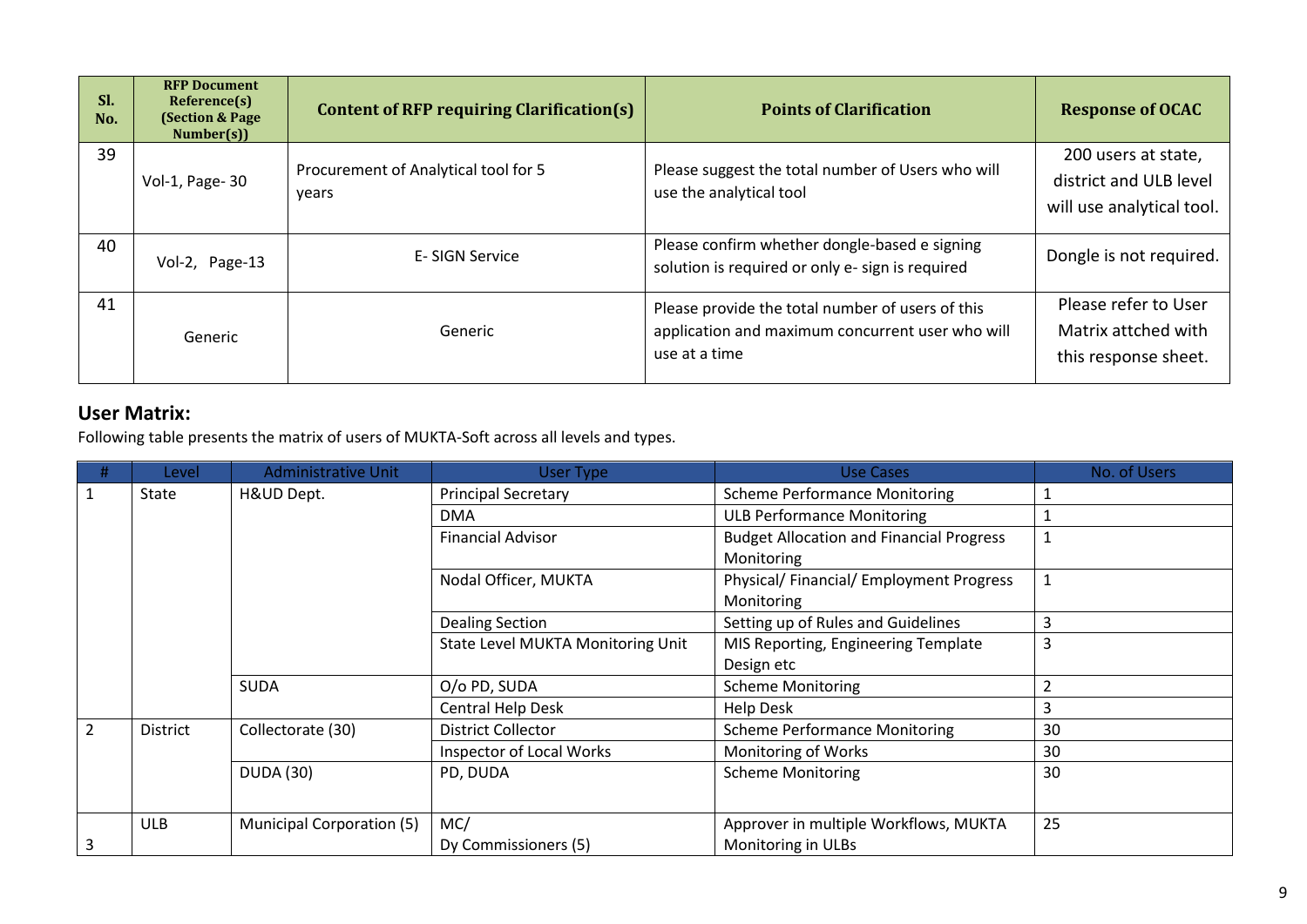| Sl. No. | RFP Document Reference(s) (Section & Page Number(s)) | Content of RFP requiring Clarification(s) | Points of Clarification | Response of OCAC |
|---|---|---|---|---|
| 39 | Vol-1, Page- 30 | Procurement of Analytical tool for 5 years | Please suggest the total number of Users who will use the analytical tool | 200 users at state, district and ULB level will use analytical tool. |
| 40 | Vol-2, Page-13 | E- SIGN Service | Please confirm whether dongle-based e signing solution is required or only e- sign is required | Dongle is not required. |
| 41 | Generic | Generic | Please provide the total number of users of this application and maximum concurrent user who will use at a time | Please refer to User Matrix attched with this response sheet. |

## User Matrix:

Following table presents the matrix of users of MUKTA-Soft across all levels and types.

| # | Level | Administrative Unit | User Type | Use Cases | No. of Users |
|---|---|---|---|---|---|
| 1 | State | H&UD Dept. | Principal Secretary | Scheme Performance Monitoring | 1 |
| | | | DMA | ULB Performance Monitoring | 1 |
| | | | Financial Advisor | Budget Allocation and Financial Progress Monitoring | 1 |
| | | | Nodal Officer, MUKTA | Physical/ Financial/ Employment Progress Monitoring | 1 |
| | | | Dealing Section | Setting up of Rules and Guidelines | 3 |
| | | | State Level MUKTA Monitoring Unit | MIS Reporting, Engineering Template Design etc | 3 |
| | | SUDA | O/o PD, SUDA | Scheme Monitoring | 2 |
| | | | Central Help Desk | Help Desk | 3 |
| 2 | District | Collectorate (30) | District Collector | Scheme Performance Monitoring | 30 |
| | | | Inspector of Local Works | Monitoring of Works | 30 |
| | | DUDA (30) | PD, DUDA | Scheme Monitoring | 30 |
| 3 | ULB | Municipal Corporation (5) | MC/ Dy Commissioners (5) | Approver in multiple Workflows, MUKTA Monitoring in ULBs | 25 |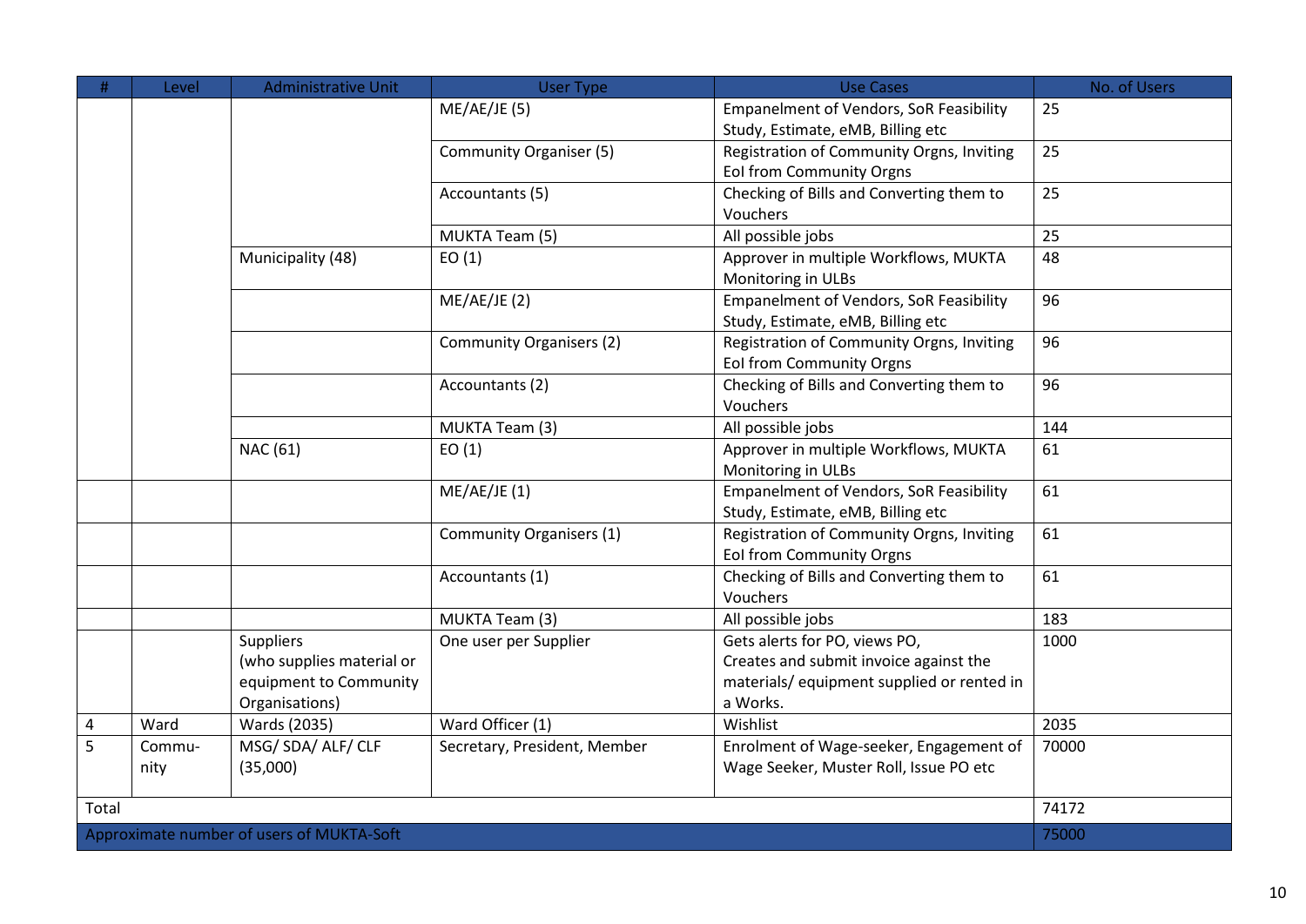| # | Level | Administrative Unit | User Type | Use Cases | No. of Users |
|---|---|---|---|---|---|
| | | | ME/AE/JE (5) | Empanelment of Vendors, SoR Feasibility Study, Estimate, eMB, Billing etc | 25 |
| | | | Community Organiser (5) | Registration of Community Orgns, Inviting EoI from Community Orgns | 25 |
| | | | Accountants (5) | Checking of Bills and Converting them to Vouchers | 25 |
| | | | MUKTA Team (5) | All possible jobs | 25 |
| | | Municipality (48) | EO (1) | Approver in multiple Workflows, MUKTA Monitoring in ULBs | 48 |
| | | | ME/AE/JE (2) | Empanelment of Vendors, SoR Feasibility Study, Estimate, eMB, Billing etc | 96 |
| | | | Community Organisers (2) | Registration of Community Orgns, Inviting EoI from Community Orgns | 96 |
| | | | Accountants (2) | Checking of Bills and Converting them to Vouchers | 96 |
| | | | MUKTA Team (3) | All possible jobs | 144 |
| | | NAC (61) | EO (1) | Approver in multiple Workflows, MUKTA Monitoring in ULBs | 61 |
| | | | ME/AE/JE (1) | Empanelment of Vendors, SoR Feasibility Study, Estimate, eMB, Billing etc | 61 |
| | | | Community Organisers (1) | Registration of Community Orgns, Inviting EoI from Community Orgns | 61 |
| | | | Accountants (1) | Checking of Bills and Converting them to Vouchers | 61 |
| | | | MUKTA Team (3) | All possible jobs | 183 |
| | | Suppliers (who supplies material or equipment to Community Organisations) | One user per Supplier | Gets alerts for PO, views PO, Creates and submit invoice against the materials/ equipment supplied or rented in a Works. | 1000 |
| 4 | Ward | Wards (2035) | Ward Officer (1) | Wishlist | 2035 |
| 5 | Community | MSG/ SDA/ ALF/ CLF (35,000) | Secretary, President, Member | Enrolment of Wage-seeker, Engagement of Wage Seeker, Muster Roll, Issue PO etc | 70000 |
| Total | | | | | 74172 |
| Approximate number of users of MUKTA-Soft | | | | | 75000 |